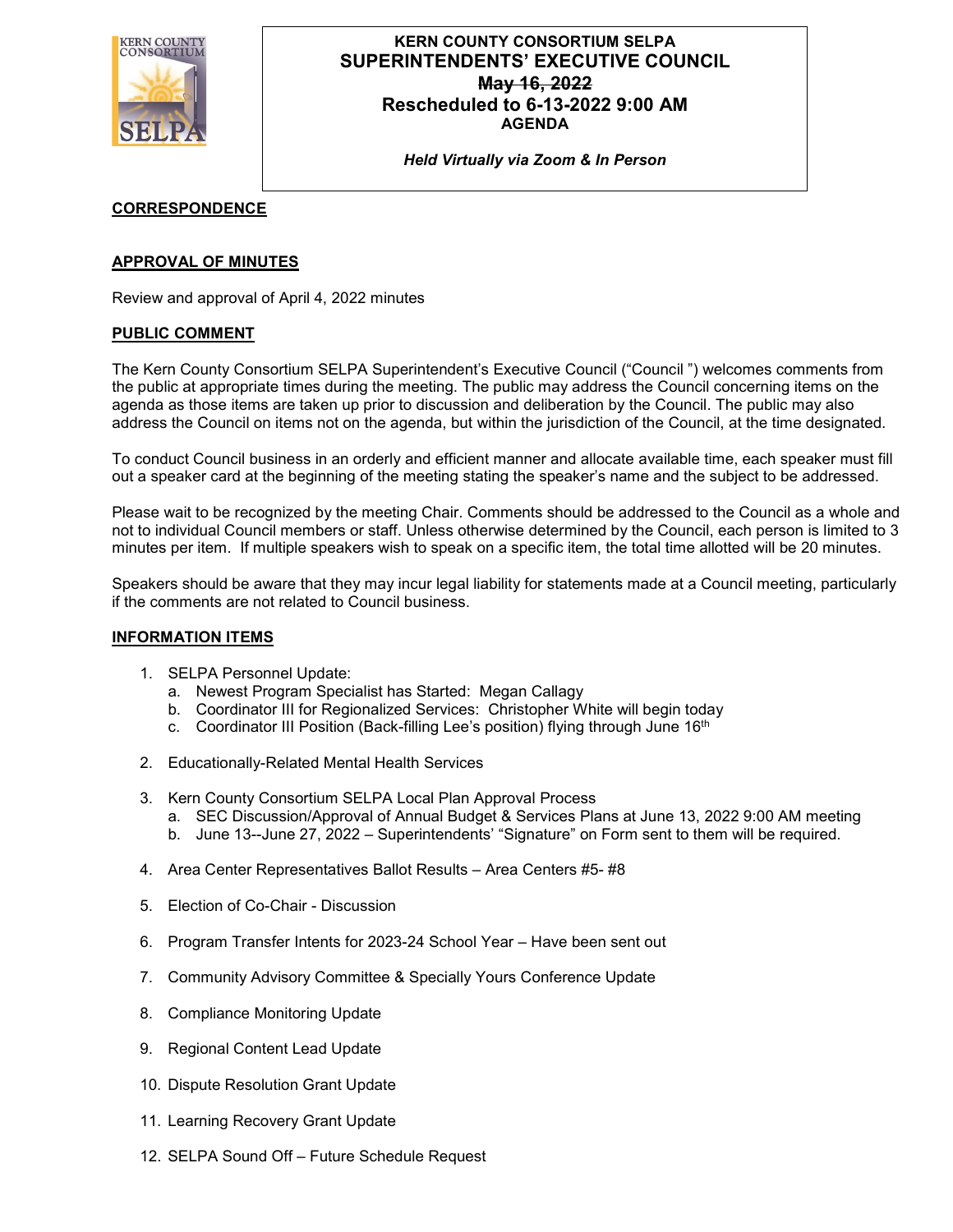**KERN COUNTY CONSORTIUM SELPA**

# SUPERINTENDENTS' EXECUTIVE COUNCIL

~~May 16, 2022~~

**Rescheduled to 6-13-2022 9:00 AM**

**AGENDA**

***Held Virtually via Zoom & In Person***

## CORRESPONDENCE

## APPROVAL OF MINUTES

Review and approval of April 4, 2022 minutes

## PUBLIC COMMENT

The Kern County Consortium SELPA Superintendent's Executive Council ("Council ") welcomes comments from the public at appropriate times during the meeting. The public may address the Council concerning items on the agenda as those items are taken up prior to discussion and deliberation by the Council. The public may also address the Council on items not on the agenda, but within the jurisdiction of the Council, at the time designated.

To conduct Council business in an orderly and efficient manner and allocate available time, each speaker must fill out a speaker card at the beginning of the meeting stating the speaker's name and the subject to be addressed.

Please wait to be recognized by the meeting Chair. Comments should be addressed to the Council as a whole and not to individual Council members or staff. Unless otherwise determined by the Council, each person is limited to 3 minutes per item. If multiple speakers wish to speak on a specific item, the total time allotted will be 20 minutes.

Speakers should be aware that they may incur legal liability for statements made at a Council meeting, particularly if the comments are not related to Council business.

## INFORMATION ITEMS

1. SELPA Personnel Update:
   a. Newest Program Specialist has Started: Megan Callagy
   b. Coordinator III for Regionalized Services: Christopher White will begin today
   c. Coordinator III Position (Back-filling Lee's position) flying through June 16th

2. Educationally-Related Mental Health Services

3. Kern County Consortium SELPA Local Plan Approval Process
   a. SEC Discussion/Approval of Annual Budget & Services Plans at June 13, 2022 9:00 AM meeting
   b. June 13--June 27, 2022 – Superintendents' "Signature" on Form sent to them will be required.

4. Area Center Representatives Ballot Results – Area Centers #5- #8

5. Election of Co-Chair - Discussion

6. Program Transfer Intents for 2023-24 School Year – Have been sent out

7. Community Advisory Committee & Specially Yours Conference Update

8. Compliance Monitoring Update

9. Regional Content Lead Update

10. Dispute Resolution Grant Update

11. Learning Recovery Grant Update

12. SELPA Sound Off – Future Schedule Request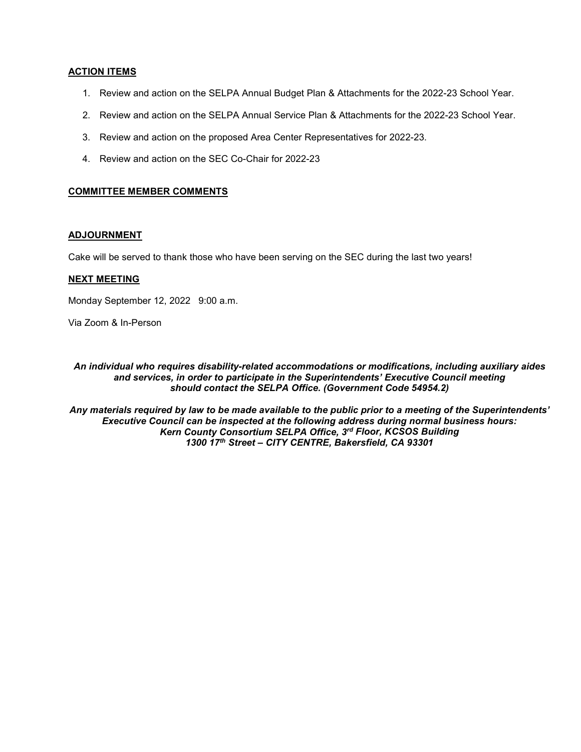**ACTION ITEMS**

1. Review and action on the SELPA Annual Budget Plan & Attachments for the 2022-23 School Year.
2. Review and action on the SELPA Annual Service Plan & Attachments for the 2022-23 School Year.
3. Review and action on the proposed Area Center Representatives for 2022-23.
4. Review and action on the SEC Co-Chair for 2022-23

**COMMITTEE MEMBER COMMENTS**

**ADJOURNMENT**

Cake will be served to thank those who have been serving on the SEC during the last two years!

**NEXT MEETING**

Monday September 12, 2022 9:00 a.m.

Via Zoom & In-Person

***An individual who requires disability-related accommodations or modifications, including auxiliary aides and services, in order to participate in the Superintendents' Executive Council meeting should contact the SELPA Office. (Government Code 54954.2)***

***Any materials required by law to be made available to the public prior to a meeting of the Superintendents' Executive Council can be inspected at the following address during normal business hours:***
***Kern County Consortium SELPA Office, 3rd Floor, KCSOS Building***
***1300 17th Street – CITY CENTRE, Bakersfield, CA 93301***